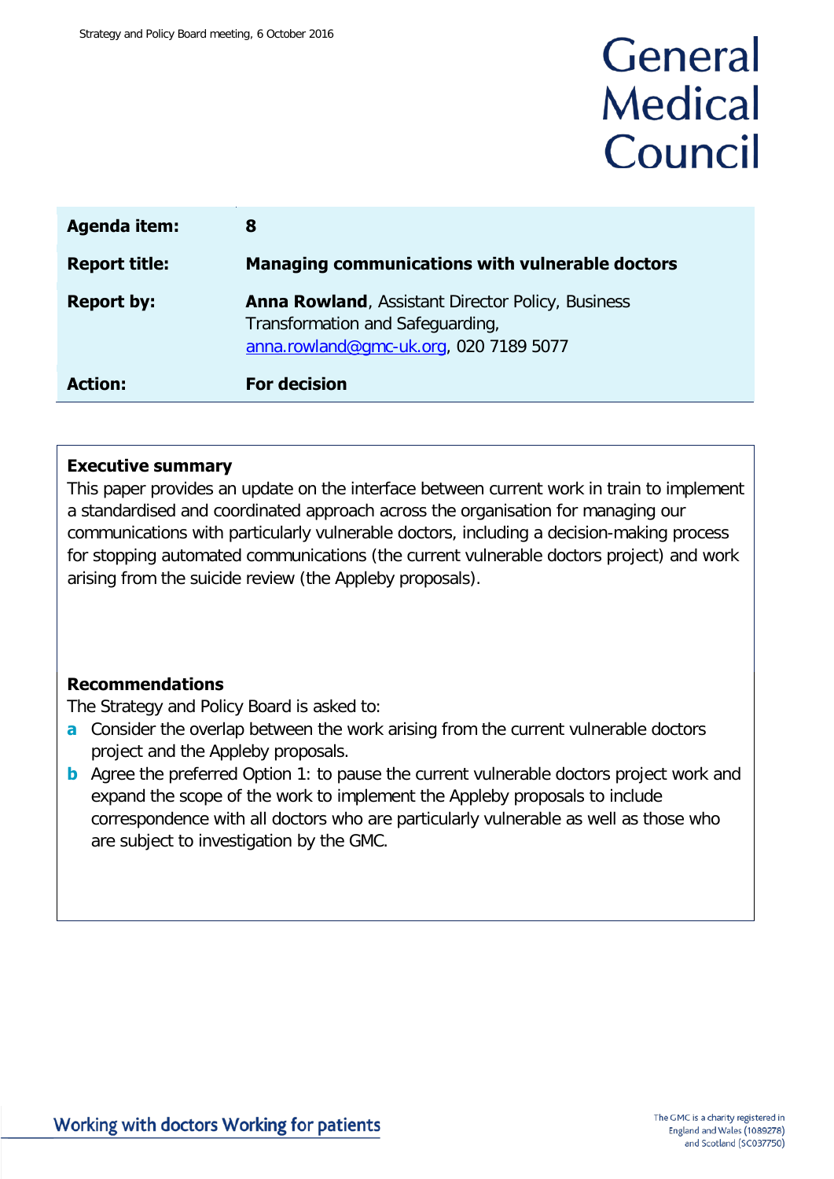# General Medical Council

| Agenda item: | 8 |
|---|---|
| **Report title:** | **Managing communications with vulnerable doctors** |
| **Report by:** | **Anna Rowland**, Assistant Director Policy, Business Transformation and Safeguarding, anna.rowland@gmc-uk.org, 020 7189 5077 |
| **Action:** | **For decision** |

## Executive summary

This paper provides an update on the interface between current work in train to implement a standardised and coordinated approach across the organisation for managing our communications with particularly vulnerable doctors, including a decision-making process for stopping automated communications (the current vulnerable doctors project) and work arising from the suicide review (the Appleby proposals).

## Recommendations

The Strategy and Policy Board is asked to:

**a** Consider the overlap between the work arising from the current vulnerable doctors project and the Appleby proposals.

**b** Agree the preferred Option 1: to pause the current vulnerable doctors project work and expand the scope of the work to implement the Appleby proposals to include correspondence with all doctors who are particularly vulnerable as well as those who are subject to investigation by the GMC.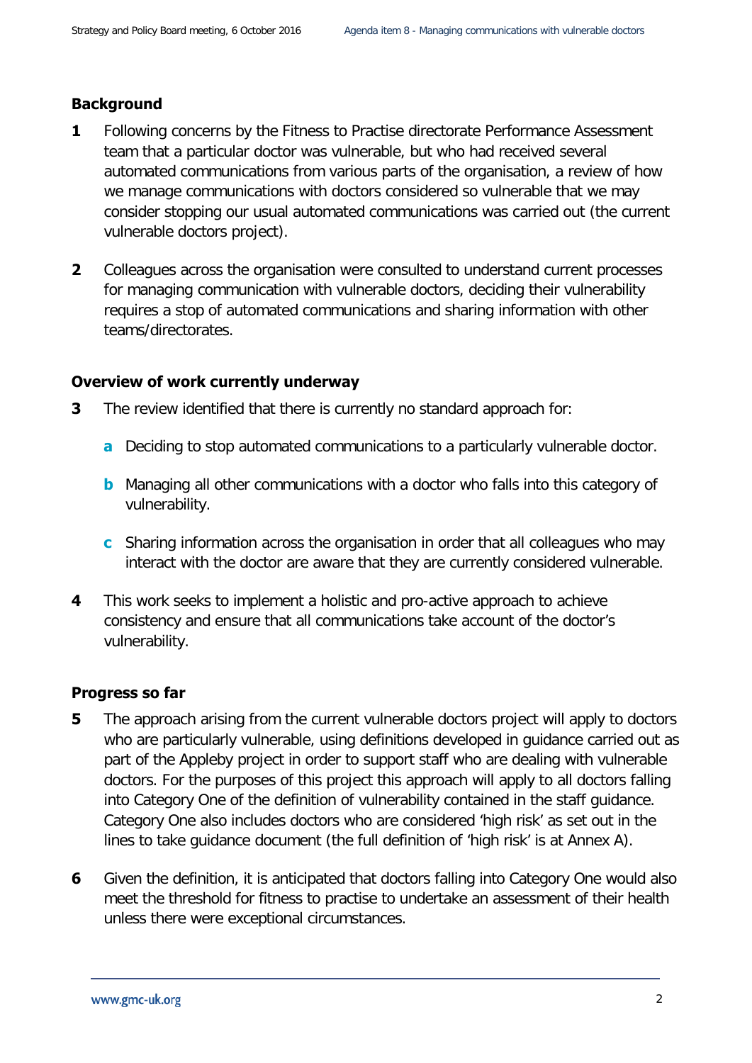## Background

**1** Following concerns by the Fitness to Practise directorate Performance Assessment team that a particular doctor was vulnerable, but who had received several automated communications from various parts of the organisation, a review of how we manage communications with doctors considered so vulnerable that we may consider stopping our usual automated communications was carried out (the current vulnerable doctors project).

**2** Colleagues across the organisation were consulted to understand current processes for managing communication with vulnerable doctors, deciding their vulnerability requires a stop of automated communications and sharing information with other teams/directorates.

## Overview of work currently underway

**3** The review identified that there is currently no standard approach for:

- **a** Deciding to stop automated communications to a particularly vulnerable doctor.
- **b** Managing all other communications with a doctor who falls into this category of vulnerability.
- **c** Sharing information across the organisation in order that all colleagues who may interact with the doctor are aware that they are currently considered vulnerable.

**4** This work seeks to implement a holistic and pro-active approach to achieve consistency and ensure that all communications take account of the doctor's vulnerability.

## Progress so far

**5** The approach arising from the current vulnerable doctors project will apply to doctors who are particularly vulnerable, using definitions developed in guidance carried out as part of the Appleby project in order to support staff who are dealing with vulnerable doctors. For the purposes of this project this approach will apply to all doctors falling into Category One of the definition of vulnerability contained in the staff guidance. Category One also includes doctors who are considered 'high risk' as set out in the lines to take guidance document (the full definition of 'high risk' is at Annex A).

**6** Given the definition, it is anticipated that doctors falling into Category One would also meet the threshold for fitness to practise to undertake an assessment of their health unless there were exceptional circumstances.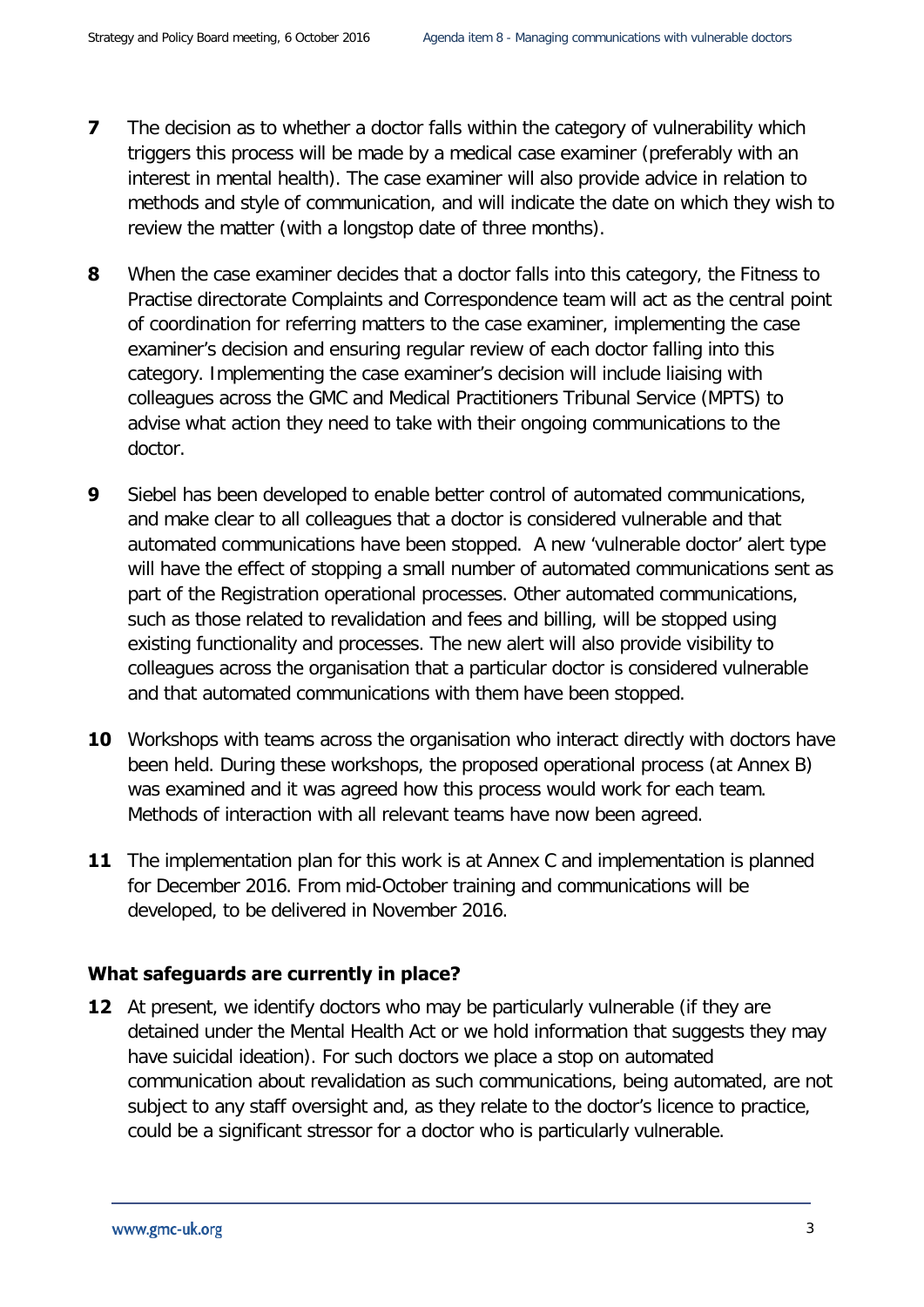**7** The decision as to whether a doctor falls within the category of vulnerability which triggers this process will be made by a medical case examiner (preferably with an interest in mental health). The case examiner will also provide advice in relation to methods and style of communication, and will indicate the date on which they wish to review the matter (with a longstop date of three months).

**8** When the case examiner decides that a doctor falls into this category, the Fitness to Practise directorate Complaints and Correspondence team will act as the central point of coordination for referring matters to the case examiner, implementing the case examiner's decision and ensuring regular review of each doctor falling into this category. Implementing the case examiner's decision will include liaising with colleagues across the GMC and Medical Practitioners Tribunal Service (MPTS) to advise what action they need to take with their ongoing communications to the doctor.

**9** Siebel has been developed to enable better control of automated communications, and make clear to all colleagues that a doctor is considered vulnerable and that automated communications have been stopped. A new 'vulnerable doctor' alert type will have the effect of stopping a small number of automated communications sent as part of the Registration operational processes. Other automated communications, such as those related to revalidation and fees and billing, will be stopped using existing functionality and processes. The new alert will also provide visibility to colleagues across the organisation that a particular doctor is considered vulnerable and that automated communications with them have been stopped.

**10** Workshops with teams across the organisation who interact directly with doctors have been held. During these workshops, the proposed operational process (at Annex B) was examined and it was agreed how this process would work for each team. Methods of interaction with all relevant teams have now been agreed.

**11** The implementation plan for this work is at Annex C and implementation is planned for December 2016. From mid-October training and communications will be developed, to be delivered in November 2016.

### What safeguards are currently in place?

**12** At present, we identify doctors who may be particularly vulnerable (if they are detained under the Mental Health Act or we hold information that suggests they may have suicidal ideation). For such doctors we place a stop on automated communication about revalidation as such communications, being automated, are not subject to any staff oversight and, as they relate to the doctor's licence to practice, could be a significant stressor for a doctor who is particularly vulnerable.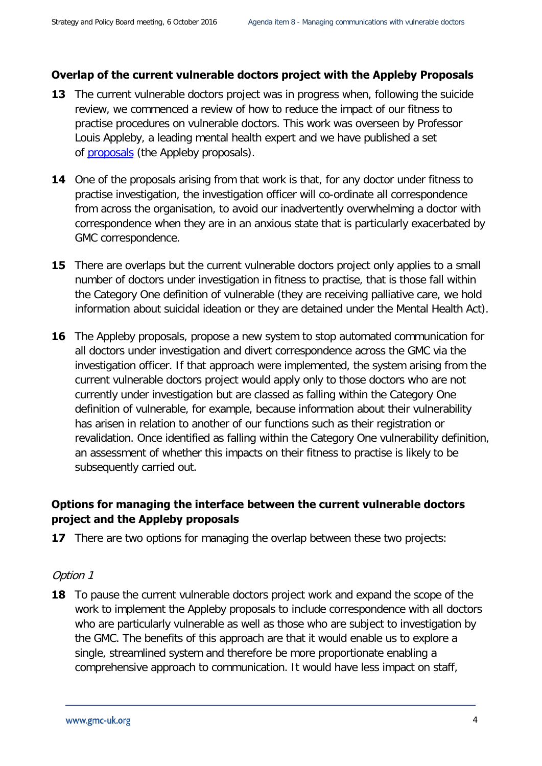**Overlap of the current vulnerable doctors project with the Appleby Proposals**

**13** The current vulnerable doctors project was in progress when, following the suicide review, we commenced a review of how to reduce the impact of our fitness to practise procedures on vulnerable doctors. This work was overseen by Professor Louis Appleby, a leading mental health expert and we have published a set of [proposals](proposals) (the Appleby proposals).

**14** One of the proposals arising from that work is that, for any doctor under fitness to practise investigation, the investigation officer will co-ordinate all correspondence from across the organisation, to avoid our inadvertently overwhelming a doctor with correspondence when they are in an anxious state that is particularly exacerbated by GMC correspondence.

**15** There are overlaps but the current vulnerable doctors project only applies to a small number of doctors under investigation in fitness to practise, that is those fall within the Category One definition of vulnerable (they are receiving palliative care, we hold information about suicidal ideation or they are detained under the Mental Health Act).

**16** The Appleby proposals, propose a new system to stop automated communication for all doctors under investigation and divert correspondence across the GMC via the investigation officer. If that approach were implemented, the system arising from the current vulnerable doctors project would apply only to those doctors who are not currently under investigation but are classed as falling within the Category One definition of vulnerable, for example, because information about their vulnerability has arisen in relation to another of our functions such as their registration or revalidation. Once identified as falling within the Category One vulnerability definition, an assessment of whether this impacts on their fitness to practise is likely to be subsequently carried out.

**Options for managing the interface between the current vulnerable doctors project and the Appleby proposals**

**17** There are two options for managing the overlap between these two projects:

*Option 1*

**18** To pause the current vulnerable doctors project work and expand the scope of the work to implement the Appleby proposals to include correspondence with all doctors who are particularly vulnerable as well as those who are subject to investigation by the GMC. The benefits of this approach are that it would enable us to explore a single, streamlined system and therefore be more proportionate enabling a comprehensive approach to communication. It would have less impact on staff,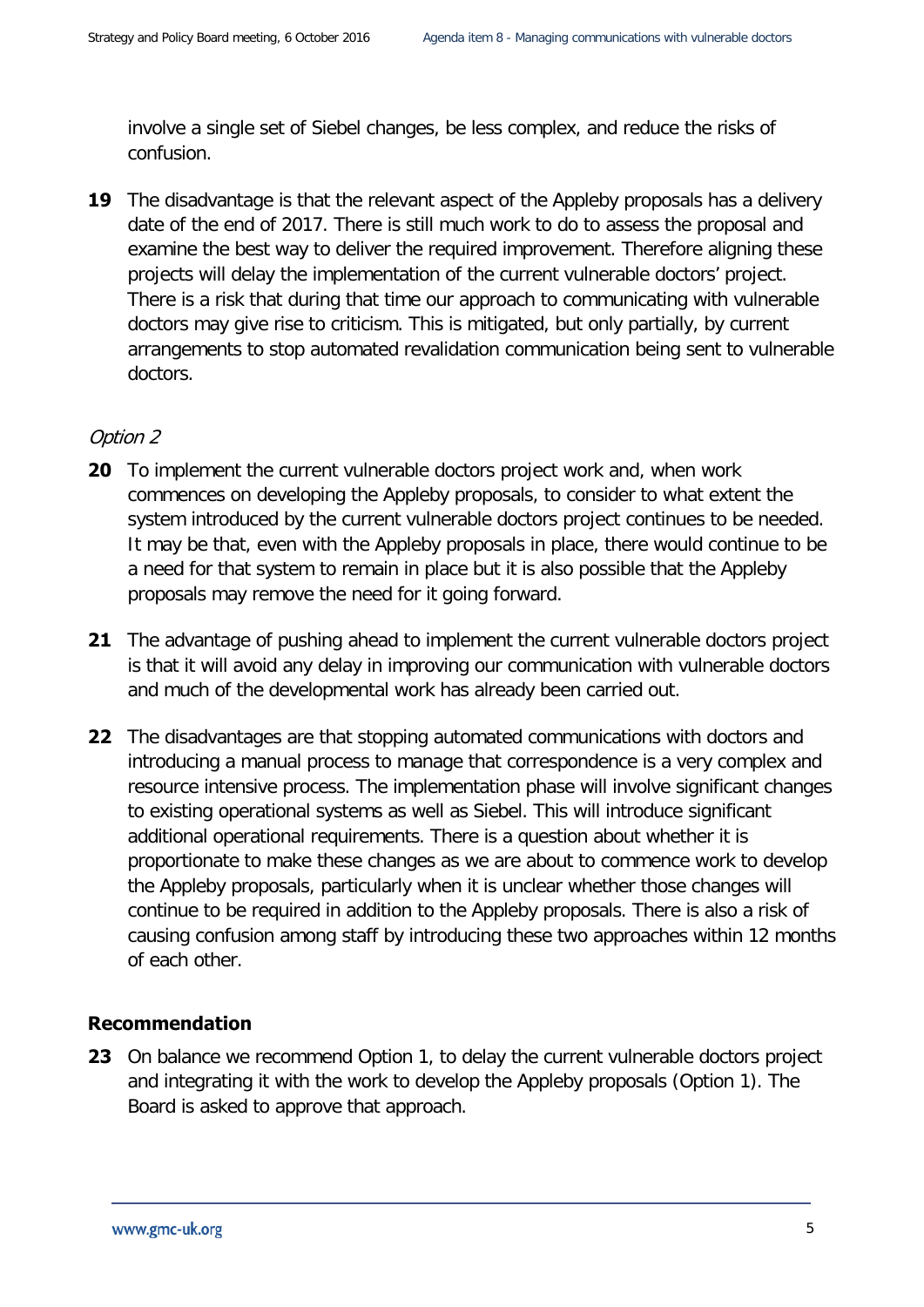involve a single set of Siebel changes, be less complex, and reduce the risks of confusion.

**19** The disadvantage is that the relevant aspect of the Appleby proposals has a delivery date of the end of 2017. There is still much work to do to assess the proposal and examine the best way to deliver the required improvement. Therefore aligning these projects will delay the implementation of the current vulnerable doctors' project. There is a risk that during that time our approach to communicating with vulnerable doctors may give rise to criticism. This is mitigated, but only partially, by current arrangements to stop automated revalidation communication being sent to vulnerable doctors.

*Option 2*

**20** To implement the current vulnerable doctors project work and, when work commences on developing the Appleby proposals, to consider to what extent the system introduced by the current vulnerable doctors project continues to be needed. It may be that, even with the Appleby proposals in place, there would continue to be a need for that system to remain in place but it is also possible that the Appleby proposals may remove the need for it going forward.

**21** The advantage of pushing ahead to implement the current vulnerable doctors project is that it will avoid any delay in improving our communication with vulnerable doctors and much of the developmental work has already been carried out.

**22** The disadvantages are that stopping automated communications with doctors and introducing a manual process to manage that correspondence is a very complex and resource intensive process. The implementation phase will involve significant changes to existing operational systems as well as Siebel. This will introduce significant additional operational requirements. There is a question about whether it is proportionate to make these changes as we are about to commence work to develop the Appleby proposals, particularly when it is unclear whether those changes will continue to be required in addition to the Appleby proposals. There is also a risk of causing confusion among staff by introducing these two approaches within 12 months of each other.

## Recommendation

**23** On balance we recommend Option 1, to delay the current vulnerable doctors project and integrating it with the work to develop the Appleby proposals (Option 1). The Board is asked to approve that approach.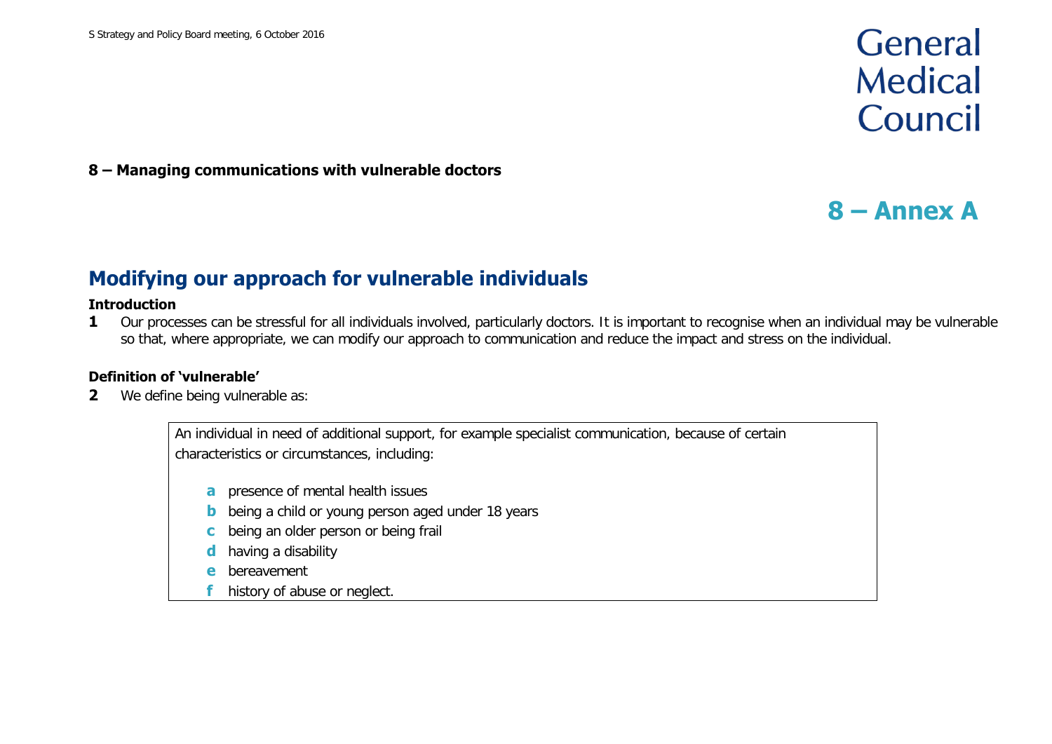**8 – Managing communications with vulnerable doctors**

# 8 – Annex A

## Modifying our approach for vulnerable individuals

### Introduction

**1** Our processes can be stressful for all individuals involved, particularly doctors. It is important to recognise when an individual may be vulnerable so that, where appropriate, we can modify our approach to communication and reduce the impact and stress on the individual.

### Definition of 'vulnerable'

**2** We define being vulnerable as:

> An individual in need of additional support, for example specialist communication, because of certain characteristics or circumstances, including:
>
> **a** presence of mental health issues
> **b** being a child or young person aged under 18 years
> **c** being an older person or being frail
> **d** having a disability
> **e** bereavement
> **f** history of abuse or neglect.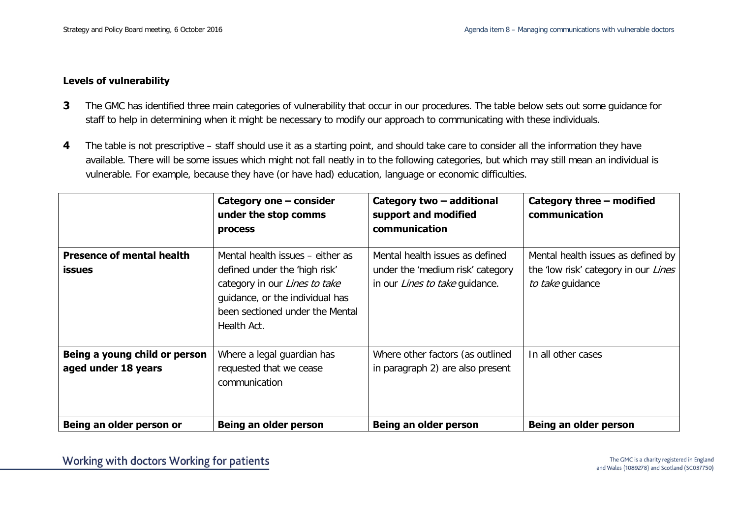**Levels of vulnerability**

**3** The GMC has identified three main categories of vulnerability that occur in our procedures. The table below sets out some guidance for staff to help in determining when it might be necessary to modify our approach to communicating with these individuals.

**4** The table is not prescriptive – staff should use it as a starting point, and should take care to consider all the information they have available. There will be some issues which might not fall neatly in to the following categories, but which may still mean an individual is vulnerable. For example, because they have (or have had) education, language or economic difficulties.

| | **Category one – consider under the stop comms process** | **Category two – additional support and modified communication** | **Category three – modified communication** |
|---|---|---|---|
| **Presence of mental health issues** | Mental health issues – either as defined under the 'high risk' category in our *Lines to take* guidance, or the individual has been sectioned under the Mental Health Act. | Mental health issues as defined under the 'medium risk' category in our *Lines to take* guidance. | Mental health issues as defined by the 'low risk' category in our *Lines to take* guidance |
| **Being a young child or person aged under 18 years** | Where a legal guardian has requested that we cease communication | Where other factors (as outlined in paragraph 2) are also present | In all other cases |
| **Being an older person or** | **Being an older person** | **Being an older person** | **Being an older person** |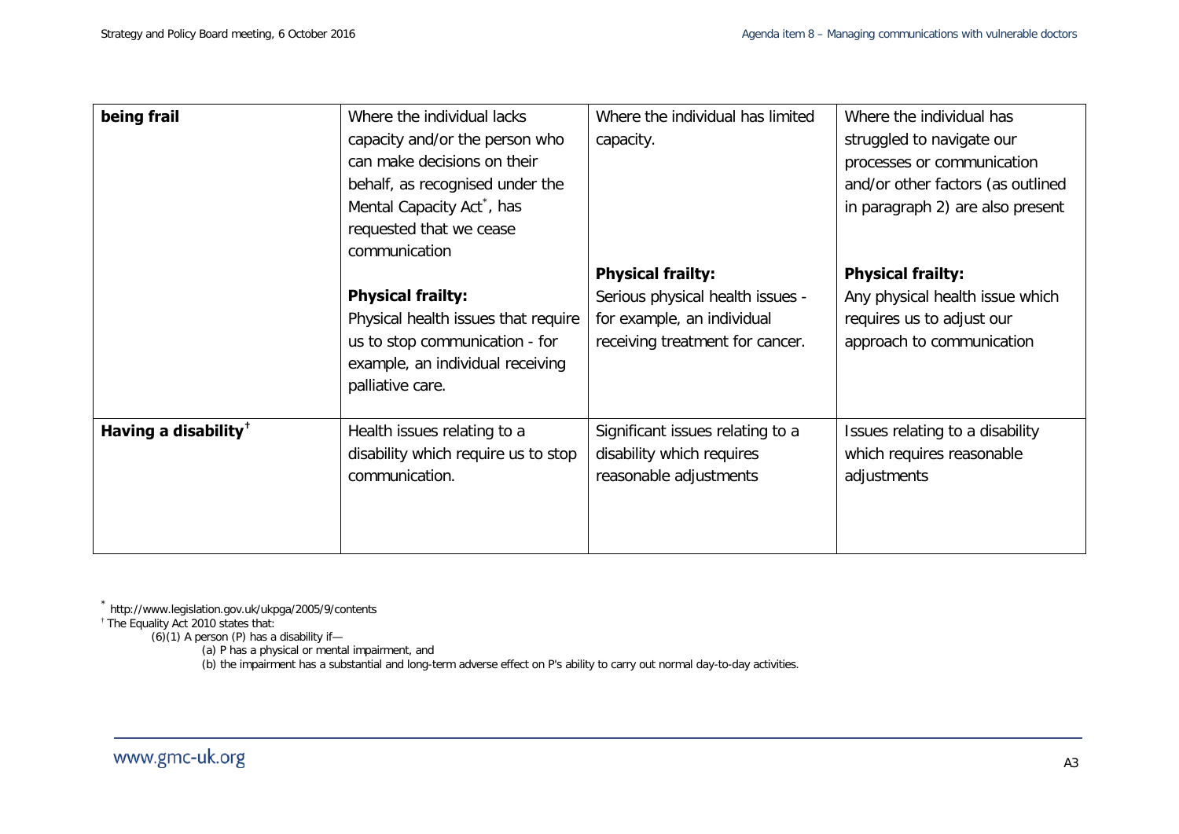| | | | |
|---|---|---|---|
| **being frail** | Where the individual lacks capacity and/or the person who can make decisions on their behalf, as recognised under the Mental Capacity Act*, has requested that we cease communication<br><br>**Physical frailty:**<br>Physical health issues that require us to stop communication - for example, an individual receiving palliative care. | Where the individual has limited capacity.<br><br>**Physical frailty:**<br>Serious physical health issues - for example, an individual receiving treatment for cancer. | Where the individual has struggled to navigate our processes or communication and/or other factors (as outlined in paragraph 2) are also present<br><br>**Physical frailty:**<br>Any physical health issue which requires us to adjust our approach to communication |
| **Having a disability**† | Health issues relating to a disability which require us to stop communication. | Significant issues relating to a disability which requires reasonable adjustments | Issues relating to a disability which requires reasonable adjustments |

\* http://www.legislation.gov.uk/ukpga/2005/9/contents

† The Equality Act 2010 states that:

(6)(1) A person (P) has a disability if—

(a) P has a physical or mental impairment, and

(b) the impairment has a substantial and long-term adverse effect on P's ability to carry out normal day-to-day activities.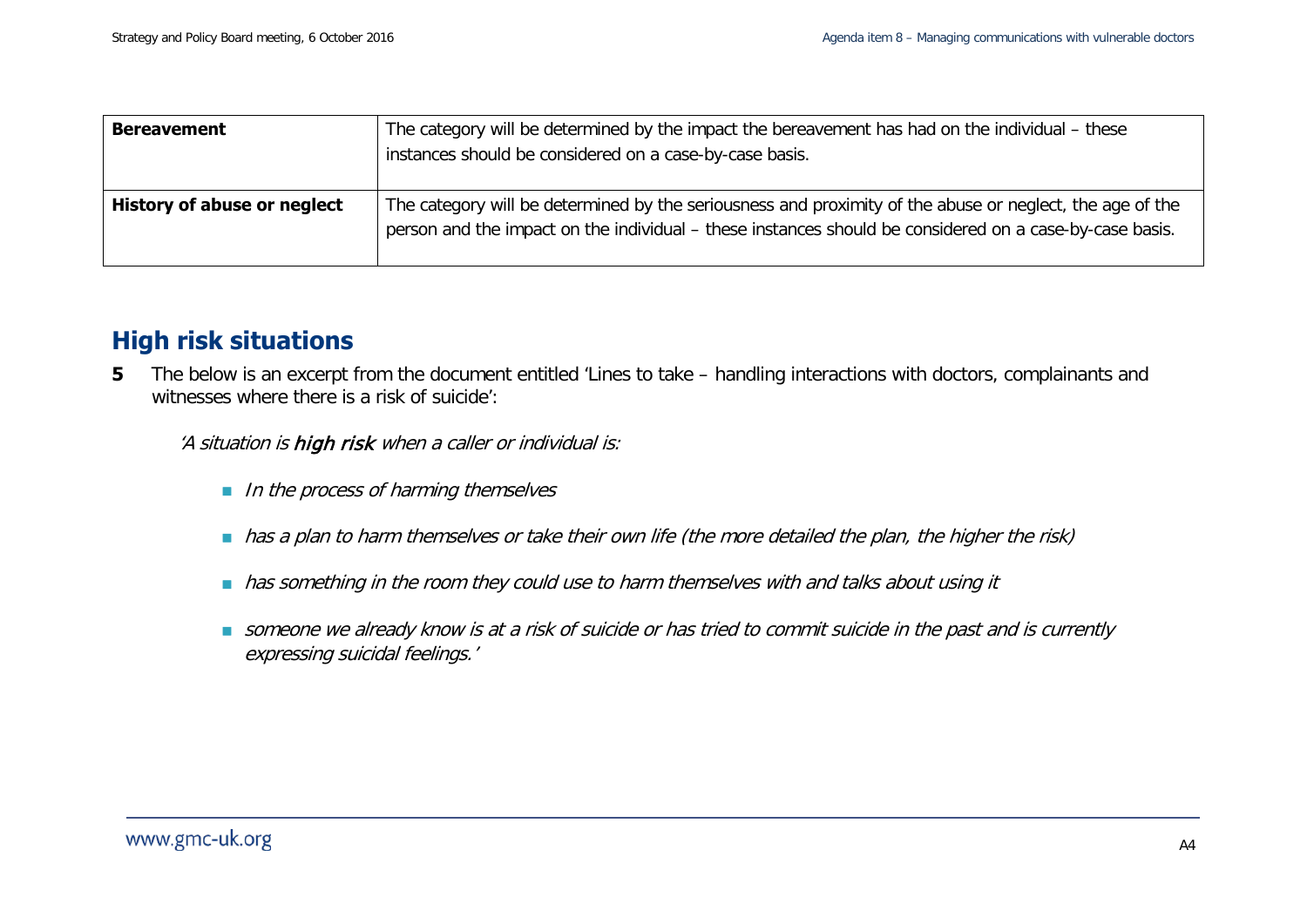| | |
|---|---|
| **Bereavement** | The category will be determined by the impact the bereavement has had on the individual – these instances should be considered on a case-by-case basis. |
| **History of abuse or neglect** | The category will be determined by the seriousness and proximity of the abuse or neglect, the age of the person and the impact on the individual – these instances should be considered on a case-by-case basis. |

## High risk situations

**5** The below is an excerpt from the document entitled 'Lines to take – handling interactions with doctors, complainants and witnesses where there is a risk of suicide':

*'A situation is **high risk** when a caller or individual is:*

- *In the process of harming themselves*
- *has a plan to harm themselves or take their own life (the more detailed the plan, the higher the risk)*
- *has something in the room they could use to harm themselves with and talks about using it*
- *someone we already know is at a risk of suicide or has tried to commit suicide in the past and is currently expressing suicidal feelings.'*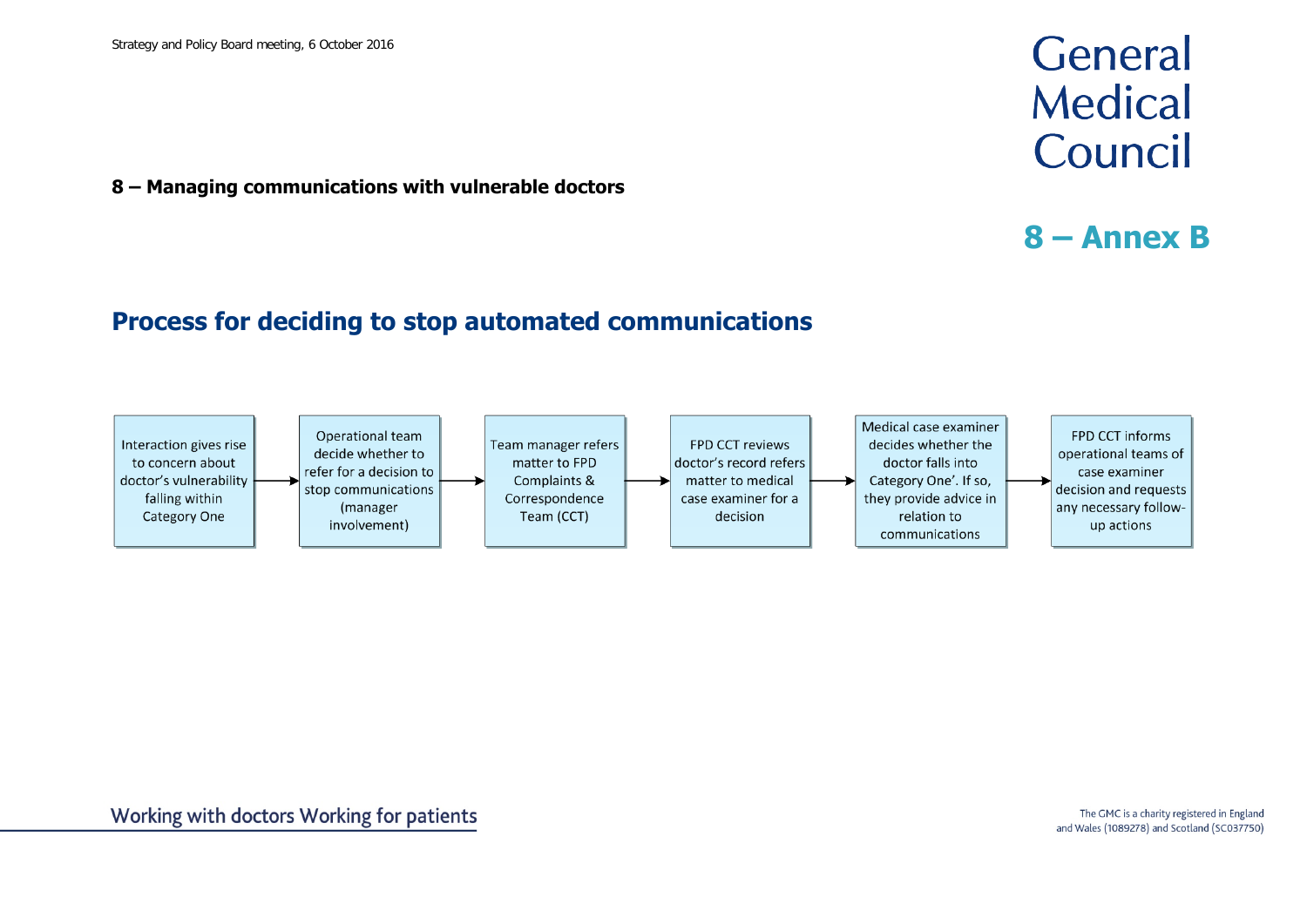**8 – Managing communications with vulnerable doctors**

# 8 – Annex B

## Process for deciding to stop automated communications

1. Interaction gives rise to concern about doctor's vulnerability falling within Category One
2. → Operational team decide whether to refer for a decision to stop communications (manager involvement)
3. → Team manager refers matter to FPD Complaints & Correspondence Team (CCT)
4. → FPD CCT reviews doctor's record refers matter to medical case examiner for a decision
5. → Medical case examiner decides whether the doctor falls into Category One'. If so, they provide advice in relation to communications
6. → FPD CCT informs operational teams of case examiner decision and requests any necessary follow-up actions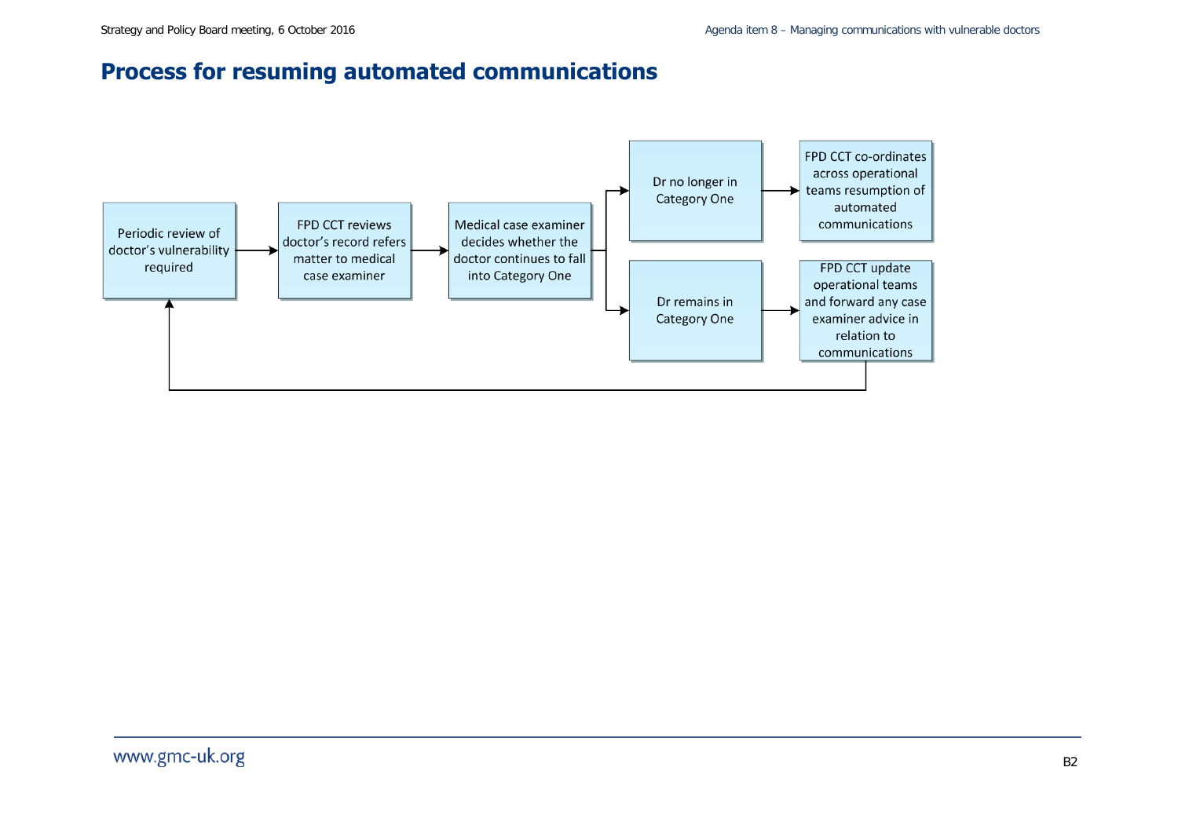# Process for resuming automated communications

Periodic review of doctor's vulnerability required

FPD CCT reviews doctor's record refers matter to medical case examiner

Medical case examiner decides whether the doctor continues to fall into Category One

Dr no longer in Category One

FPD CCT co-ordinates across operational teams resumption of automated communications

Dr remains in Category One

FPD CCT update operational teams and forward any case examiner advice in relation to communications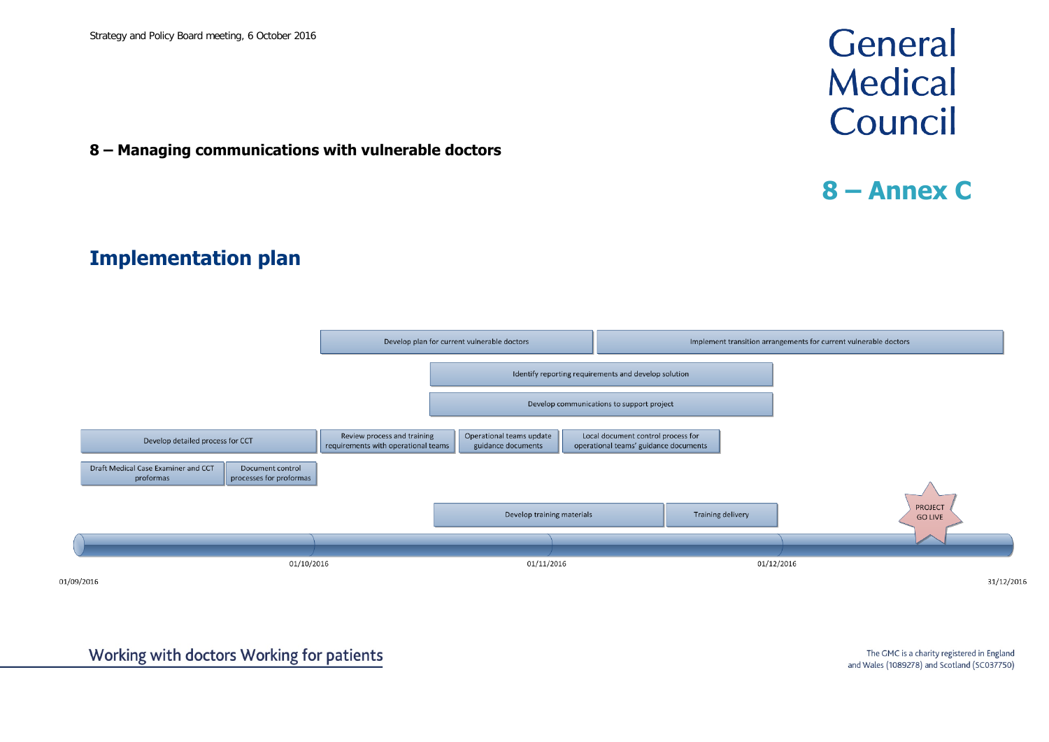Strategy and Policy Board meeting, 6 October 2016

General Medical Council

**8 – Managing communications with vulnerable doctors**

## 8 – Annex C

# Implementation plan

Develop plan for current vulnerable doctors

Implement transition arrangements for current vulnerable doctors

Identify reporting requirements and develop solution

Develop communications to support project

Develop detailed process for CCT

Review process and training requirements with operational teams

Operational teams update guidance documents

Local document control process for operational teams' guidance documents

Draft Medical Case Examiner and CCT proformas

Document control processes for proformas

Develop training materials

Training delivery

PROJECT GO LIVE

01/09/2016

01/10/2016

01/11/2016

01/12/2016

31/12/2016

Working with doctors Working for patients

The GMC is a charity registered in England and Wales (1089278) and Scotland (SC037750)